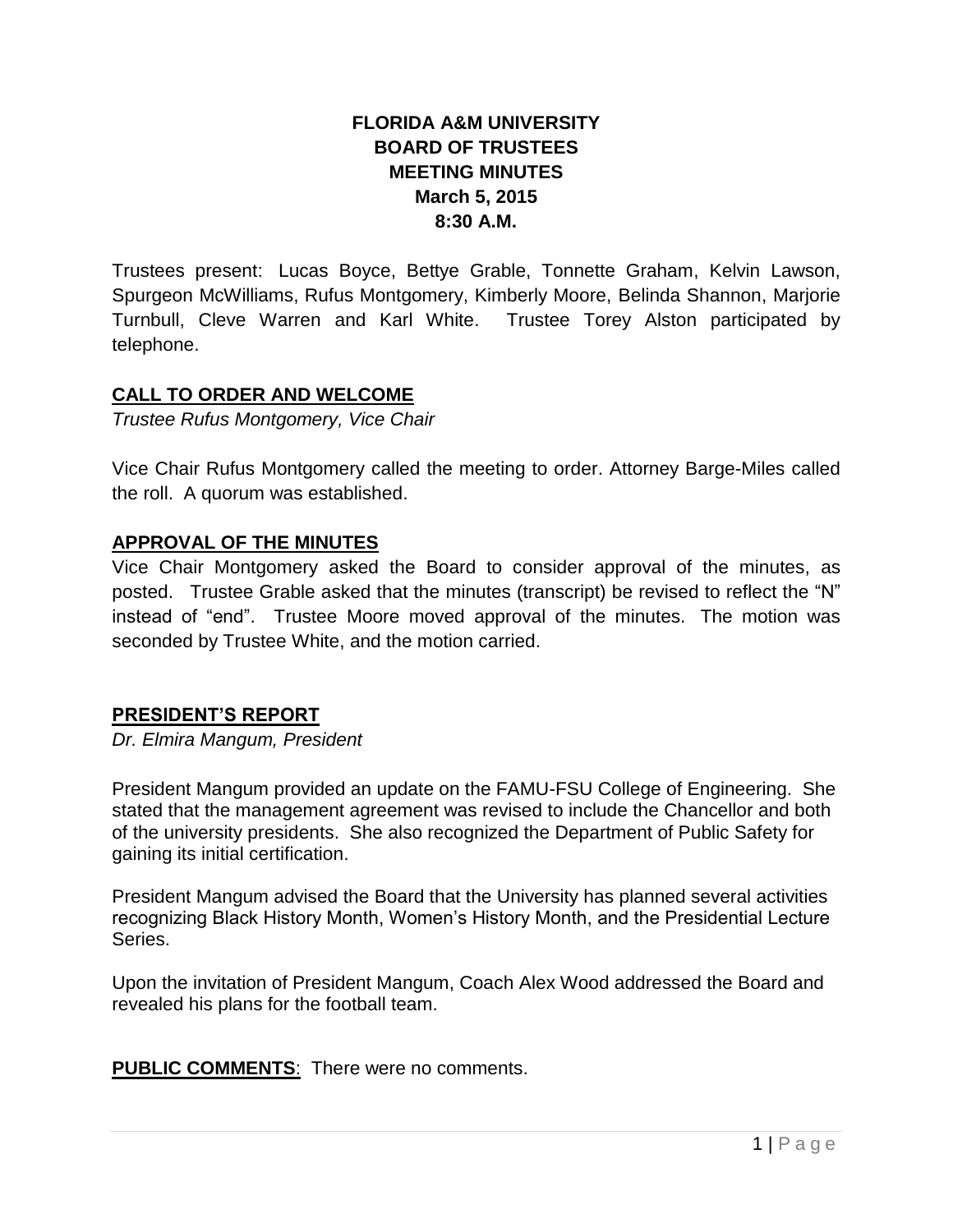# FLORIDA A&M UNIVERSITY
# BOARD OF TRUSTEES
# MEETING MINUTES
# March 5, 2015
# 8:30 A.M.

Trustees present: Lucas Boyce, Bettye Grable, Tonnette Graham, Kelvin Lawson, Spurgeon McWilliams, Rufus Montgomery, Kimberly Moore, Belinda Shannon, Marjorie Turnbull, Cleve Warren and Karl White. Trustee Torey Alston participated by telephone.

## CALL TO ORDER AND WELCOME

*Trustee Rufus Montgomery, Vice Chair*

Vice Chair Rufus Montgomery called the meeting to order. Attorney Barge-Miles called the roll. A quorum was established.

## APPROVAL OF THE MINUTES

Vice Chair Montgomery asked the Board to consider approval of the minutes, as posted. Trustee Grable asked that the minutes (transcript) be revised to reflect the "N" instead of "end". Trustee Moore moved approval of the minutes. The motion was seconded by Trustee White, and the motion carried.

## PRESIDENT'S REPORT

*Dr. Elmira Mangum, President*

President Mangum provided an update on the FAMU-FSU College of Engineering. She stated that the management agreement was revised to include the Chancellor and both of the university presidents. She also recognized the Department of Public Safety for gaining its initial certification.

President Mangum advised the Board that the University has planned several activities recognizing Black History Month, Women's History Month, and the Presidential Lecture Series.

Upon the invitation of President Mangum, Coach Alex Wood addressed the Board and revealed his plans for the football team.

**PUBLIC COMMENTS**: There were no comments.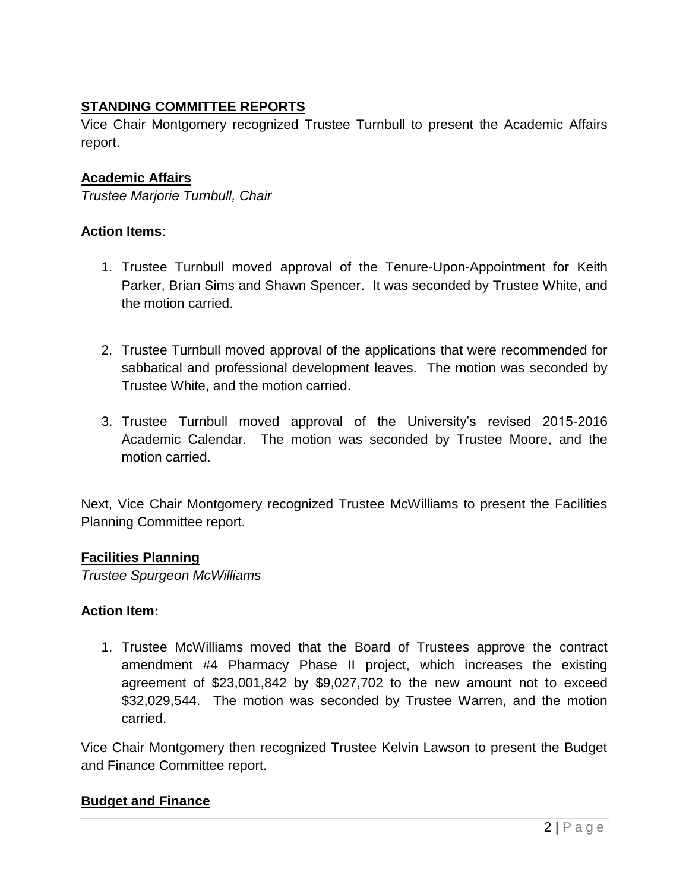## STANDING COMMITTEE REPORTS

Vice Chair Montgomery recognized Trustee Turnbull to present the Academic Affairs report.

### Academic Affairs

*Trustee Marjorie Turnbull, Chair*

**Action Items**:

1. Trustee Turnbull moved approval of the Tenure-Upon-Appointment for Keith Parker, Brian Sims and Shawn Spencer. It was seconded by Trustee White, and the motion carried.

2. Trustee Turnbull moved approval of the applications that were recommended for sabbatical and professional development leaves. The motion was seconded by Trustee White, and the motion carried.

3. Trustee Turnbull moved approval of the University's revised 2015-2016 Academic Calendar. The motion was seconded by Trustee Moore, and the motion carried.

Next, Vice Chair Montgomery recognized Trustee McWilliams to present the Facilities Planning Committee report.

### Facilities Planning

*Trustee Spurgeon McWilliams*

**Action Item:**

1. Trustee McWilliams moved that the Board of Trustees approve the contract amendment #4 Pharmacy Phase II project, which increases the existing agreement of $23,001,842 by $9,027,702 to the new amount not to exceed $32,029,544. The motion was seconded by Trustee Warren, and the motion carried.

Vice Chair Montgomery then recognized Trustee Kelvin Lawson to present the Budget and Finance Committee report.

### Budget and Finance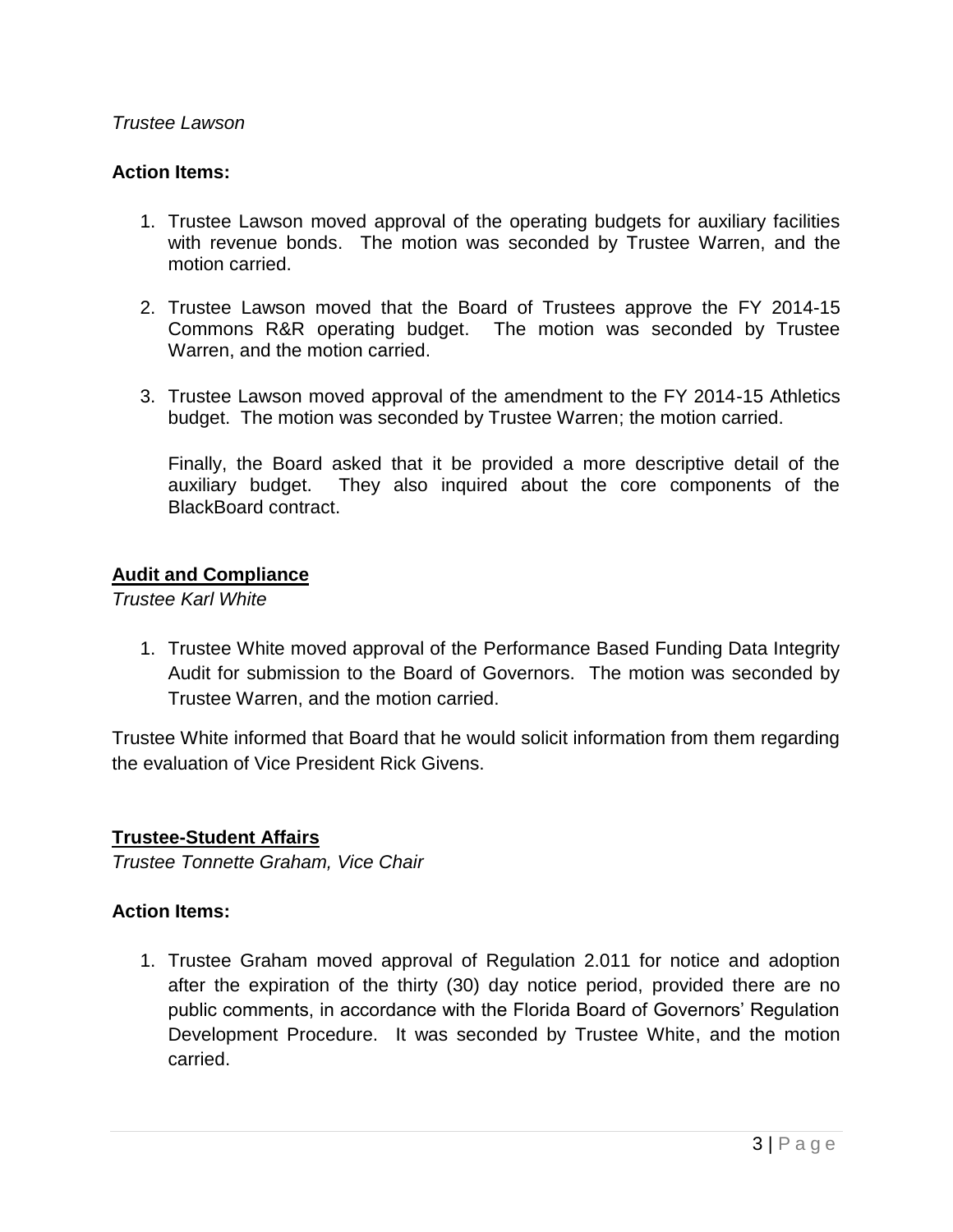*Trustee Lawson*

**Action Items:**

1. Trustee Lawson moved approval of the operating budgets for auxiliary facilities with revenue bonds. The motion was seconded by Trustee Warren, and the motion carried.

2. Trustee Lawson moved that the Board of Trustees approve the FY 2014-15 Commons R&R operating budget. The motion was seconded by Trustee Warren, and the motion carried.

3. Trustee Lawson moved approval of the amendment to the FY 2014-15 Athletics budget. The motion was seconded by Trustee Warren; the motion carried.

   Finally, the Board asked that it be provided a more descriptive detail of the auxiliary budget. They also inquired about the core components of the BlackBoard contract.

## Audit and Compliance

*Trustee Karl White*

1. Trustee White moved approval of the Performance Based Funding Data Integrity Audit for submission to the Board of Governors. The motion was seconded by Trustee Warren, and the motion carried.

Trustee White informed that Board that he would solicit information from them regarding the evaluation of Vice President Rick Givens.

## Trustee-Student Affairs

*Trustee Tonnette Graham, Vice Chair*

**Action Items:**

1. Trustee Graham moved approval of Regulation 2.011 for notice and adoption after the expiration of the thirty (30) day notice period, provided there are no public comments, in accordance with the Florida Board of Governors' Regulation Development Procedure. It was seconded by Trustee White, and the motion carried.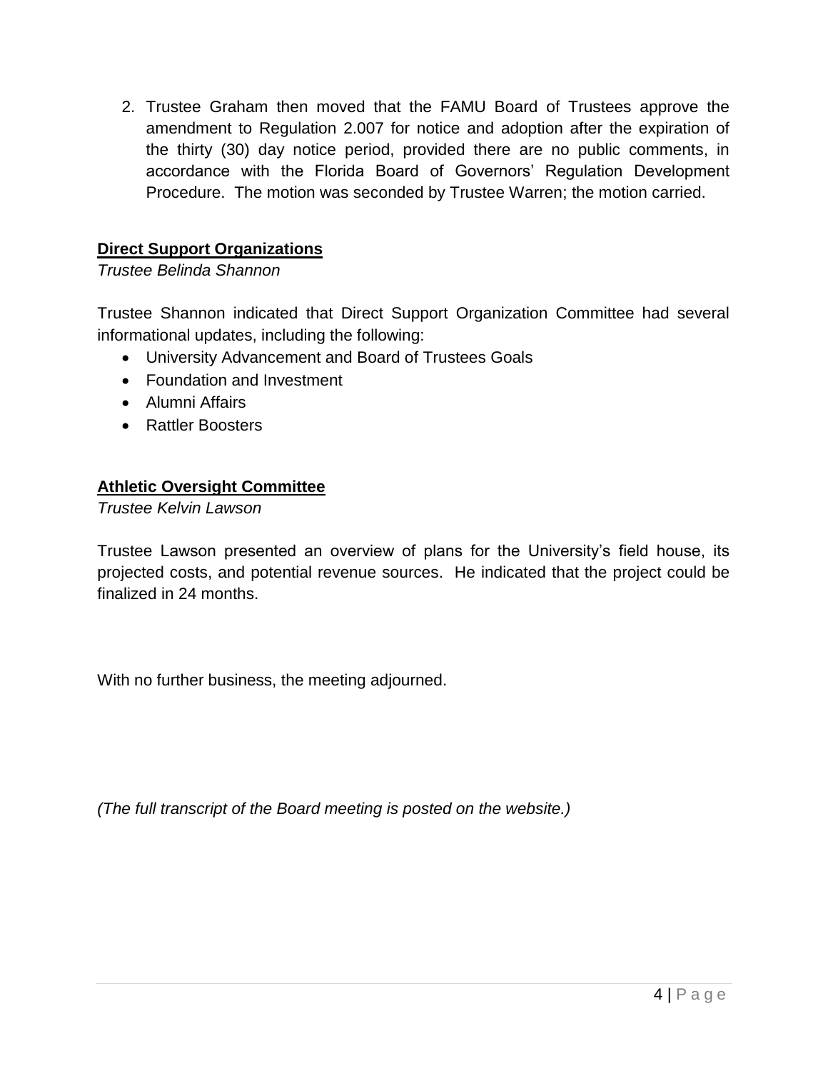2. Trustee Graham then moved that the FAMU Board of Trustees approve the amendment to Regulation 2.007 for notice and adoption after the expiration of the thirty (30) day notice period, provided there are no public comments, in accordance with the Florida Board of Governors' Regulation Development Procedure. The motion was seconded by Trustee Warren; the motion carried.

**Direct Support Organizations**

*Trustee Belinda Shannon*

Trustee Shannon indicated that Direct Support Organization Committee had several informational updates, including the following:

- University Advancement and Board of Trustees Goals
- Foundation and Investment
- Alumni Affairs
- Rattler Boosters

**Athletic Oversight Committee**

*Trustee Kelvin Lawson*

Trustee Lawson presented an overview of plans for the University's field house, its projected costs, and potential revenue sources. He indicated that the project could be finalized in 24 months.

With no further business, the meeting adjourned.

*(The full transcript of the Board meeting is posted on the website.)*